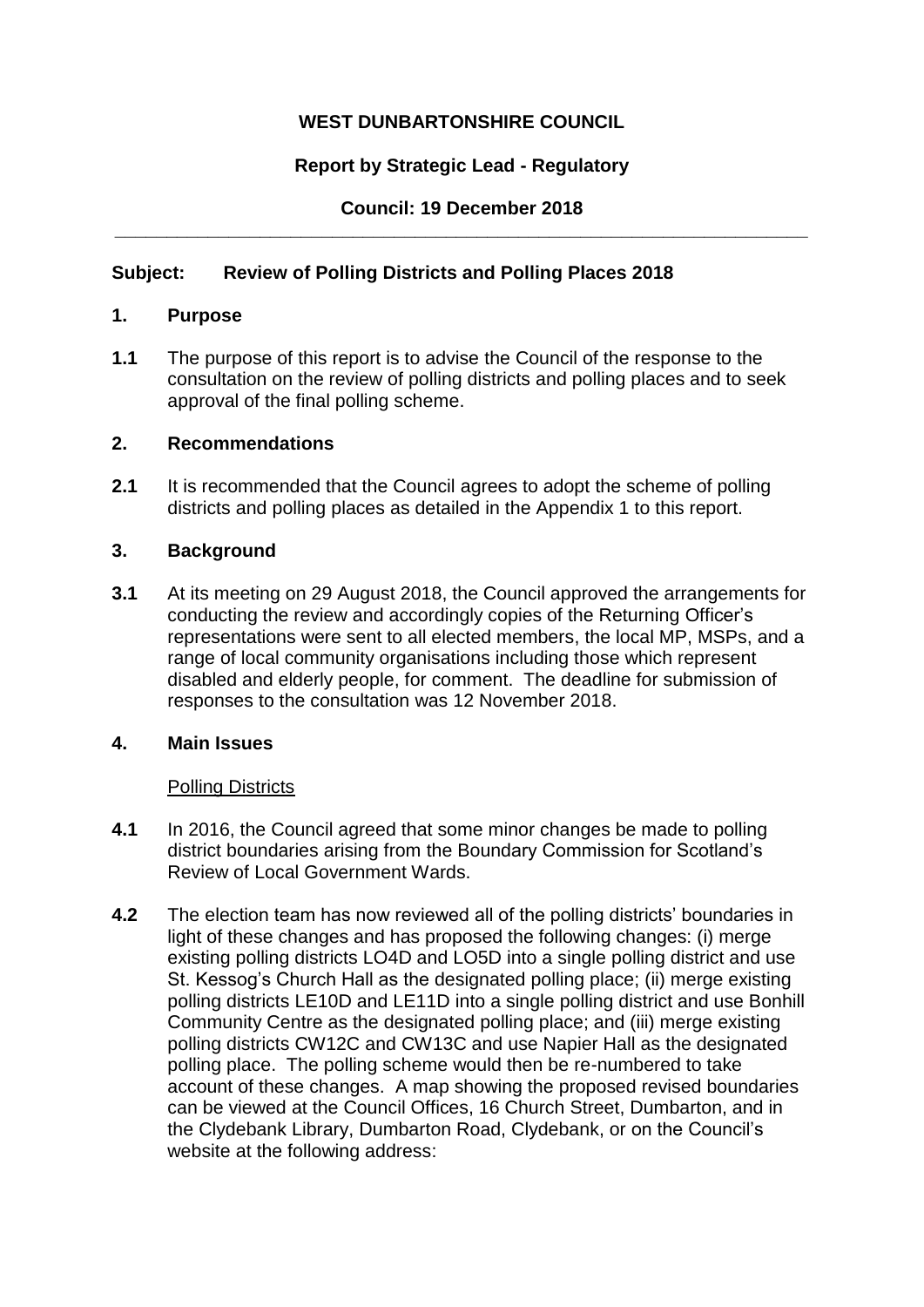**WEST DUNBARTONSHIRE COUNCIL**

**Report by Strategic Lead - Regulatory**

**Council: 19 December 2018**

---

**Subject: Review of Polling Districts and Polling Places 2018**

## 1. Purpose

**1.1** The purpose of this report is to advise the Council of the response to the consultation on the review of polling districts and polling places and to seek approval of the final polling scheme.

## 2. Recommendations

**2.1** It is recommended that the Council agrees to adopt the scheme of polling districts and polling places as detailed in the Appendix 1 to this report.

## 3. Background

**3.1** At its meeting on 29 August 2018, the Council approved the arrangements for conducting the review and accordingly copies of the Returning Officer's representations were sent to all elected members, the local MP, MSPs, and a range of local community organisations including those which represent disabled and elderly people, for comment. The deadline for submission of responses to the consultation was 12 November 2018.

## 4. Main Issues

Polling Districts

**4.1** In 2016, the Council agreed that some minor changes be made to polling district boundaries arising from the Boundary Commission for Scotland's Review of Local Government Wards.

**4.2** The election team has now reviewed all of the polling districts' boundaries in light of these changes and has proposed the following changes: (i) merge existing polling districts LO4D and LO5D into a single polling district and use St. Kessog's Church Hall as the designated polling place; (ii) merge existing polling districts LE10D and LE11D into a single polling district and use Bonhill Community Centre as the designated polling place; and (iii) merge existing polling districts CW12C and CW13C and use Napier Hall as the designated polling place. The polling scheme would then be re-numbered to take account of these changes. A map showing the proposed revised boundaries can be viewed at the Council Offices, 16 Church Street, Dumbarton, and in the Clydebank Library, Dumbarton Road, Clydebank, or on the Council's website at the following address: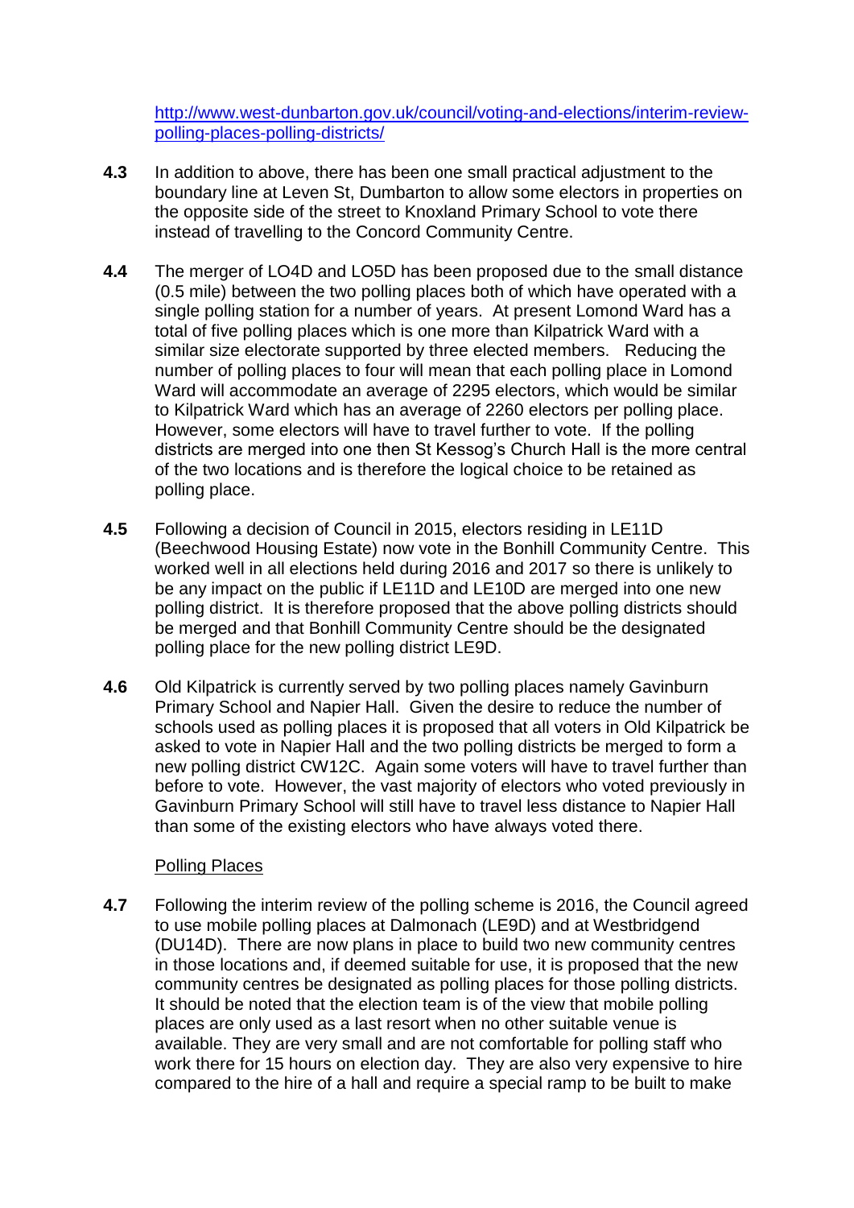http://www.west-dunbarton.gov.uk/council/voting-and-elections/interim-review-polling-places-polling-districts/

**4.3** In addition to above, there has been one small practical adjustment to the boundary line at Leven St, Dumbarton to allow some electors in properties on the opposite side of the street to Knoxland Primary School to vote there instead of travelling to the Concord Community Centre.

**4.4** The merger of LO4D and LO5D has been proposed due to the small distance (0.5 mile) between the two polling places both of which have operated with a single polling station for a number of years. At present Lomond Ward has a total of five polling places which is one more than Kilpatrick Ward with a similar size electorate supported by three elected members. Reducing the number of polling places to four will mean that each polling place in Lomond Ward will accommodate an average of 2295 electors, which would be similar to Kilpatrick Ward which has an average of 2260 electors per polling place. However, some electors will have to travel further to vote. If the polling districts are merged into one then St Kessog's Church Hall is the more central of the two locations and is therefore the logical choice to be retained as polling place.

**4.5** Following a decision of Council in 2015, electors residing in LE11D (Beechwood Housing Estate) now vote in the Bonhill Community Centre. This worked well in all elections held during 2016 and 2017 so there is unlikely to be any impact on the public if LE11D and LE10D are merged into one new polling district. It is therefore proposed that the above polling districts should be merged and that Bonhill Community Centre should be the designated polling place for the new polling district LE9D.

**4.6** Old Kilpatrick is currently served by two polling places namely Gavinburn Primary School and Napier Hall. Given the desire to reduce the number of schools used as polling places it is proposed that all voters in Old Kilpatrick be asked to vote in Napier Hall and the two polling districts be merged to form a new polling district CW12C. Again some voters will have to travel further than before to vote. However, the vast majority of electors who voted previously in Gavinburn Primary School will still have to travel less distance to Napier Hall than some of the existing electors who have always voted there.

Polling Places

**4.7** Following the interim review of the polling scheme is 2016, the Council agreed to use mobile polling places at Dalmonach (LE9D) and at Westbridgend (DU14D). There are now plans in place to build two new community centres in those locations and, if deemed suitable for use, it is proposed that the new community centres be designated as polling places for those polling districts. It should be noted that the election team is of the view that mobile polling places are only used as a last resort when no other suitable venue is available. They are very small and are not comfortable for polling staff who work there for 15 hours on election day. They are also very expensive to hire compared to the hire of a hall and require a special ramp to be built to make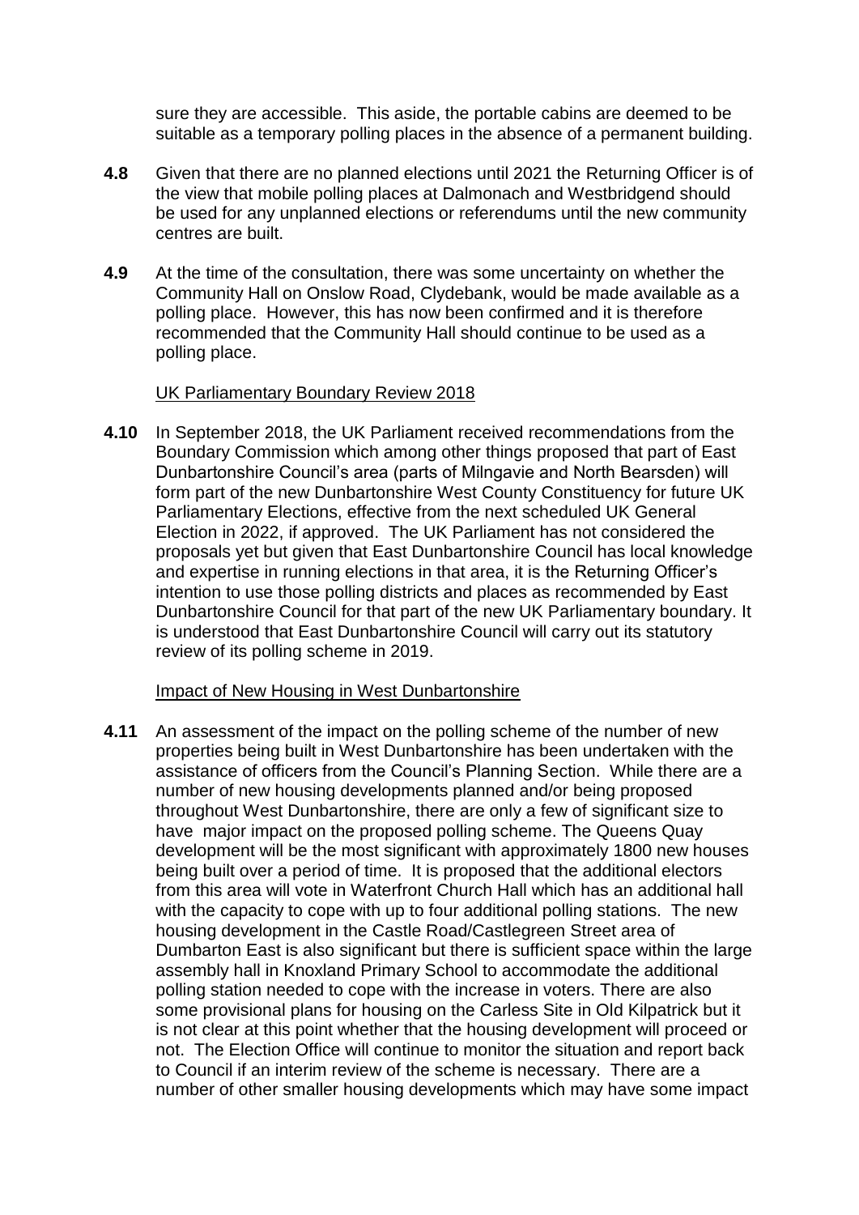sure they are accessible. This aside, the portable cabins are deemed to be suitable as a temporary polling places in the absence of a permanent building.

**4.8** Given that there are no planned elections until 2021 the Returning Officer is of the view that mobile polling places at Dalmonach and Westbridgend should be used for any unplanned elections or referendums until the new community centres are built.

**4.9** At the time of the consultation, there was some uncertainty on whether the Community Hall on Onslow Road, Clydebank, would be made available as a polling place. However, this has now been confirmed and it is therefore recommended that the Community Hall should continue to be used as a polling place.

UK Parliamentary Boundary Review 2018

**4.10** In September 2018, the UK Parliament received recommendations from the Boundary Commission which among other things proposed that part of East Dunbartonshire Council's area (parts of Milngavie and North Bearsden) will form part of the new Dunbartonshire West County Constituency for future UK Parliamentary Elections, effective from the next scheduled UK General Election in 2022, if approved. The UK Parliament has not considered the proposals yet but given that East Dunbartonshire Council has local knowledge and expertise in running elections in that area, it is the Returning Officer's intention to use those polling districts and places as recommended by East Dunbartonshire Council for that part of the new UK Parliamentary boundary. It is understood that East Dunbartonshire Council will carry out its statutory review of its polling scheme in 2019.

Impact of New Housing in West Dunbartonshire

**4.11** An assessment of the impact on the polling scheme of the number of new properties being built in West Dunbartonshire has been undertaken with the assistance of officers from the Council's Planning Section. While there are a number of new housing developments planned and/or being proposed throughout West Dunbartonshire, there are only a few of significant size to have major impact on the proposed polling scheme. The Queens Quay development will be the most significant with approximately 1800 new houses being built over a period of time. It is proposed that the additional electors from this area will vote in Waterfront Church Hall which has an additional hall with the capacity to cope with up to four additional polling stations. The new housing development in the Castle Road/Castlegreen Street area of Dumbarton East is also significant but there is sufficient space within the large assembly hall in Knoxland Primary School to accommodate the additional polling station needed to cope with the increase in voters. There are also some provisional plans for housing on the Carless Site in Old Kilpatrick but it is not clear at this point whether that the housing development will proceed or not. The Election Office will continue to monitor the situation and report back to Council if an interim review of the scheme is necessary. There are a number of other smaller housing developments which may have some impact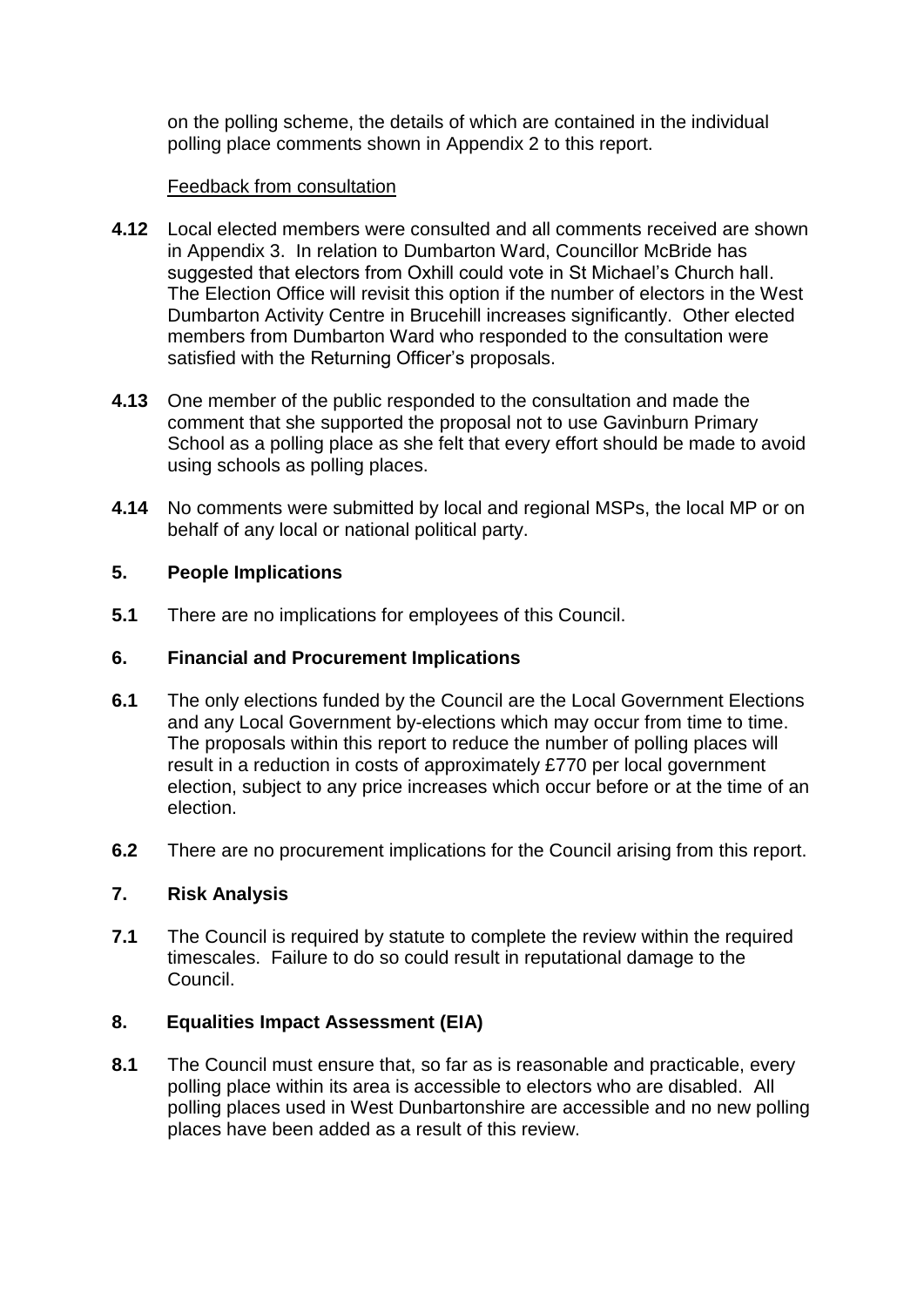on the polling scheme, the details of which are contained in the individual polling place comments shown in Appendix 2 to this report.

Feedback from consultation

**4.12** Local elected members were consulted and all comments received are shown in Appendix 3. In relation to Dumbarton Ward, Councillor McBride has suggested that electors from Oxhill could vote in St Michael's Church hall. The Election Office will revisit this option if the number of electors in the West Dumbarton Activity Centre in Brucehill increases significantly. Other elected members from Dumbarton Ward who responded to the consultation were satisfied with the Returning Officer's proposals.

**4.13** One member of the public responded to the consultation and made the comment that she supported the proposal not to use Gavinburn Primary School as a polling place as she felt that every effort should be made to avoid using schools as polling places.

**4.14** No comments were submitted by local and regional MSPs, the local MP or on behalf of any local or national political party.

## 5. People Implications

**5.1** There are no implications for employees of this Council.

## 6. Financial and Procurement Implications

**6.1** The only elections funded by the Council are the Local Government Elections and any Local Government by-elections which may occur from time to time. The proposals within this report to reduce the number of polling places will result in a reduction in costs of approximately £770 per local government election, subject to any price increases which occur before or at the time of an election.

**6.2** There are no procurement implications for the Council arising from this report.

## 7. Risk Analysis

**7.1** The Council is required by statute to complete the review within the required timescales. Failure to do so could result in reputational damage to the Council.

## 8. Equalities Impact Assessment (EIA)

**8.1** The Council must ensure that, so far as is reasonable and practicable, every polling place within its area is accessible to electors who are disabled. All polling places used in West Dunbartonshire are accessible and no new polling places have been added as a result of this review.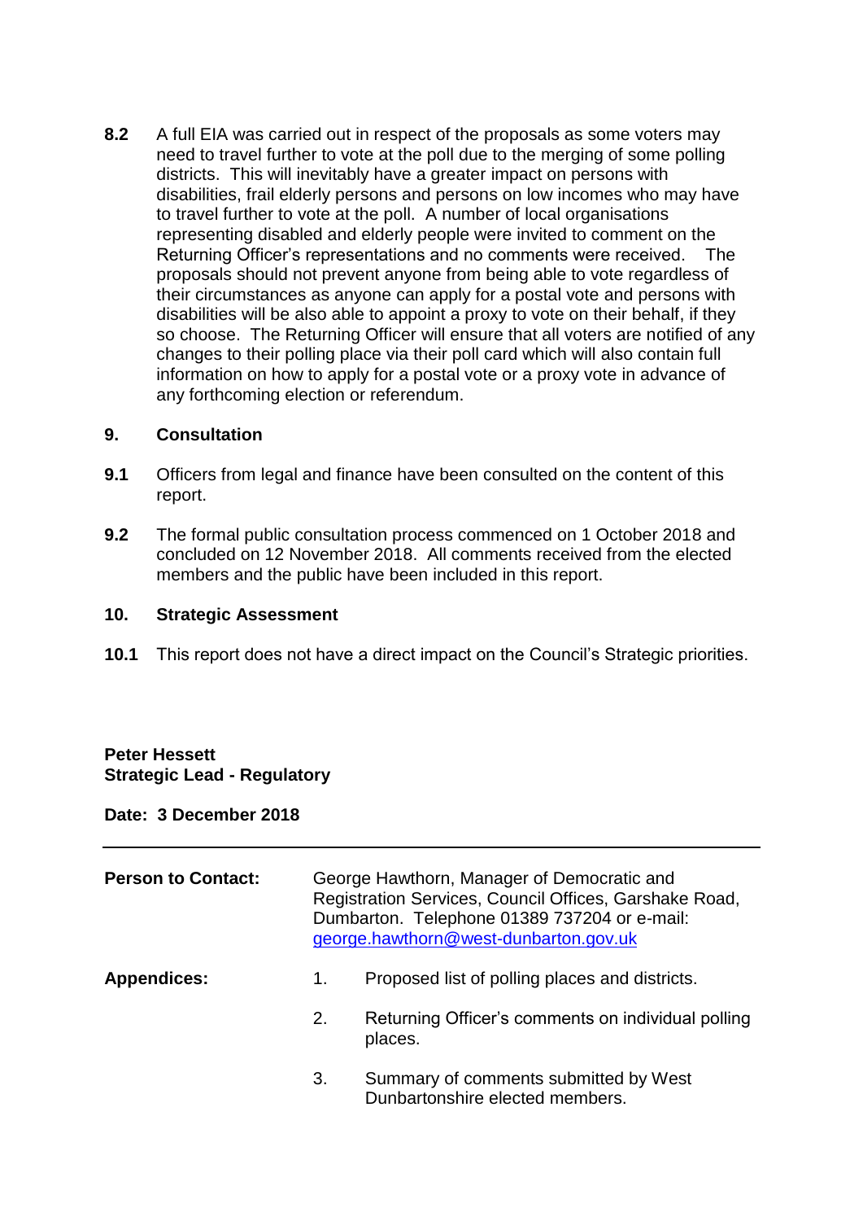**8.2** A full EIA was carried out in respect of the proposals as some voters may need to travel further to vote at the poll due to the merging of some polling districts. This will inevitably have a greater impact on persons with disabilities, frail elderly persons and persons on low incomes who may have to travel further to vote at the poll. A number of local organisations representing disabled and elderly people were invited to comment on the Returning Officer's representations and no comments were received. The proposals should not prevent anyone from being able to vote regardless of their circumstances as anyone can apply for a postal vote and persons with disabilities will be also able to appoint a proxy to vote on their behalf, if they so choose. The Returning Officer will ensure that all voters are notified of any changes to their polling place via their poll card which will also contain full information on how to apply for a postal vote or a proxy vote in advance of any forthcoming election or referendum.

## 9. Consultation

**9.1** Officers from legal and finance have been consulted on the content of this report.

**9.2** The formal public consultation process commenced on 1 October 2018 and concluded on 12 November 2018. All comments received from the elected members and the public have been included in this report.

## 10. Strategic Assessment

**10.1** This report does not have a direct impact on the Council's Strategic priorities.

**Peter Hessett**
**Strategic Lead - Regulatory**

**Date: 3 December 2018**

---

**Person to Contact:** George Hawthorn, Manager of Democratic and Registration Services, Council Offices, Garshake Road, Dumbarton. Telephone 01389 737204 or e-mail: george.hawthorn@west-dunbarton.gov.uk

**Appendices:**

1. Proposed list of polling places and districts.
2. Returning Officer's comments on individual polling places.
3. Summary of comments submitted by West Dunbartonshire elected members.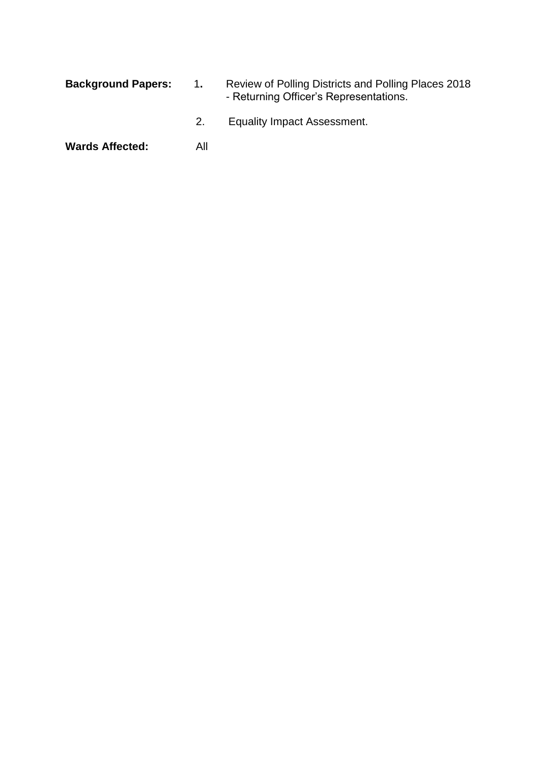**Background Papers:** 1. Review of Polling Districts and Polling Places 2018 - Returning Officer's Representations.

2. Equality Impact Assessment.

**Wards Affected:** All